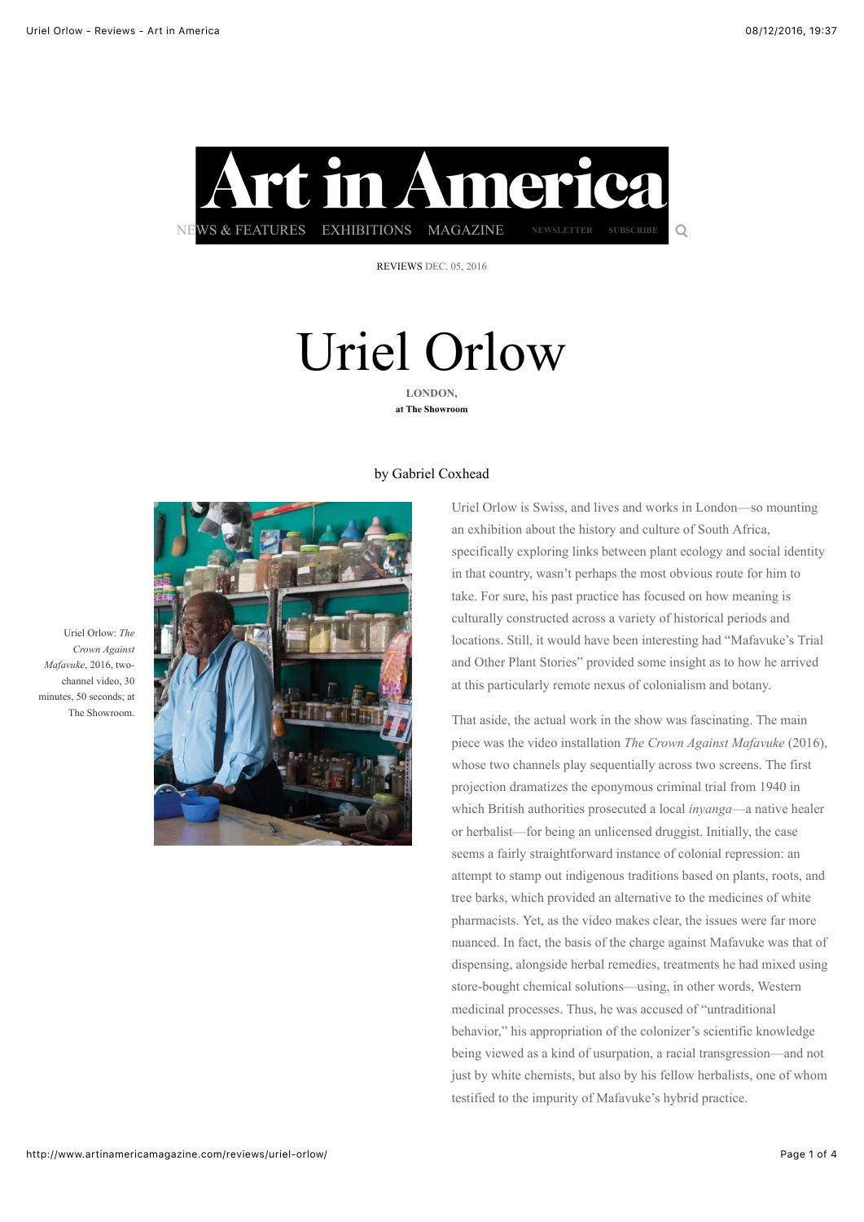REVIEWS DEC. 05, 2016

# Uriel Orlow

**LONDON,**
**at The Showroom**

by Gabriel Coxhead

Uriel Orlow: *The Crown Against Mafavuke*, 2016, two-channel video, 30 minutes, 50 seconds; at The Showroom.

Uriel Orlow is Swiss, and lives and works in London—so mounting an exhibition about the history and culture of South Africa, specifically exploring links between plant ecology and social identity in that country, wasn't perhaps the most obvious route for him to take. For sure, his past practice has focused on how meaning is culturally constructed across a variety of historical periods and locations. Still, it would have been interesting had "Mafavuke's Trial and Other Plant Stories" provided some insight as to how he arrived at this particularly remote nexus of colonialism and botany.

That aside, the actual work in the show was fascinating. The main piece was the video installation *The Crown Against Mafavuke* (2016), whose two channels play sequentially across two screens. The first projection dramatizes the eponymous criminal trial from 1940 in which British authorities prosecuted a local *inyanga*—a native healer or herbalist—for being an unlicensed druggist. Initially, the case seems a fairly straightforward instance of colonial repression: an attempt to stamp out indigenous traditions based on plants, roots, and tree barks, which provided an alternative to the medicines of white pharmacists. Yet, as the video makes clear, the issues were far more nuanced. In fact, the basis of the charge against Mafavuke was that of dispensing, alongside herbal remedies, treatments he had mixed using store-bought chemical solutions—using, in other words, Western medicinal processes. Thus, he was accused of "untraditional behavior," his appropriation of the colonizer's scientific knowledge being viewed as a kind of usurpation, a racial transgression—and not just by white chemists, but also by his fellow herbalists, one of whom testified to the impurity of Mafavuke's hybrid practice.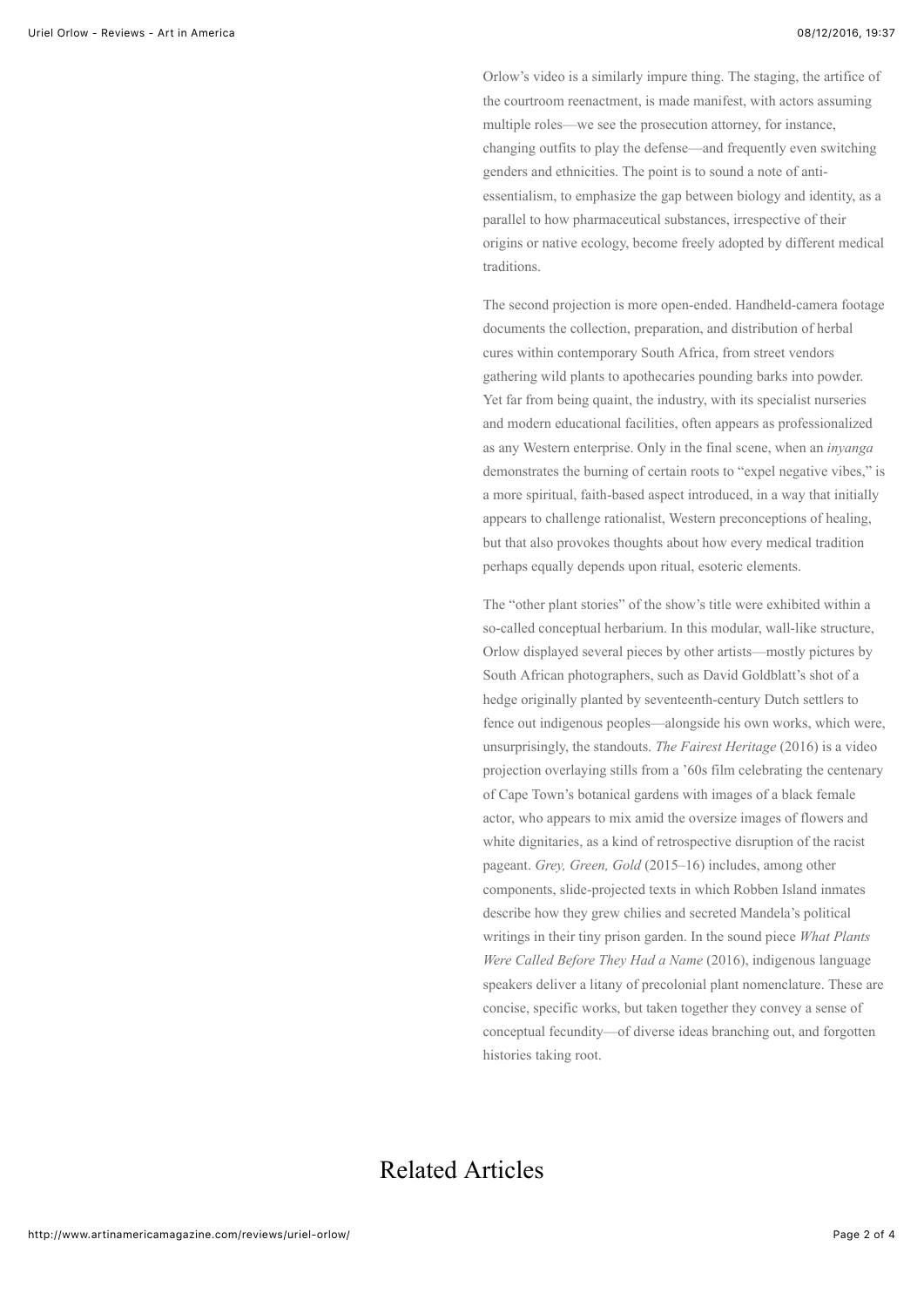Orlow's video is a similarly impure thing. The staging, the artifice of the courtroom reenactment, is made manifest, with actors assuming multiple roles—we see the prosecution attorney, for instance, changing outfits to play the defense—and frequently even switching genders and ethnicities. The point is to sound a note of anti-essentialism, to emphasize the gap between biology and identity, as a parallel to how pharmaceutical substances, irrespective of their origins or native ecology, become freely adopted by different medical traditions.

The second projection is more open-ended. Handheld-camera footage documents the collection, preparation, and distribution of herbal cures within contemporary South Africa, from street vendors gathering wild plants to apothecaries pounding barks into powder. Yet far from being quaint, the industry, with its specialist nurseries and modern educational facilities, often appears as professionalized as any Western enterprise. Only in the final scene, when an *inyanga* demonstrates the burning of certain roots to "expel negative vibes," is a more spiritual, faith-based aspect introduced, in a way that initially appears to challenge rationalist, Western preconceptions of healing, but that also provokes thoughts about how every medical tradition perhaps equally depends upon ritual, esoteric elements.

The "other plant stories" of the show's title were exhibited within a so-called conceptual herbarium. In this modular, wall-like structure, Orlow displayed several pieces by other artists—mostly pictures by South African photographers, such as David Goldblatt's shot of a hedge originally planted by seventeenth-century Dutch settlers to fence out indigenous peoples—alongside his own works, which were, unsurprisingly, the standouts. *The Fairest Heritage* (2016) is a video projection overlaying stills from a '60s film celebrating the centenary of Cape Town's botanical gardens with images of a black female actor, who appears to mix amid the oversize images of flowers and white dignitaries, as a kind of retrospective disruption of the racist pageant. *Grey, Green, Gold* (2015–16) includes, among other components, slide-projected texts in which Robben Island inmates describe how they grew chilies and secreted Mandela's political writings in their tiny prison garden. In the sound piece *What Plants Were Called Before They Had a Name* (2016), indigenous language speakers deliver a litany of precolonial plant nomenclature. These are concise, specific works, but taken together they convey a sense of conceptual fecundity—of diverse ideas branching out, and forgotten histories taking root.

## Related Articles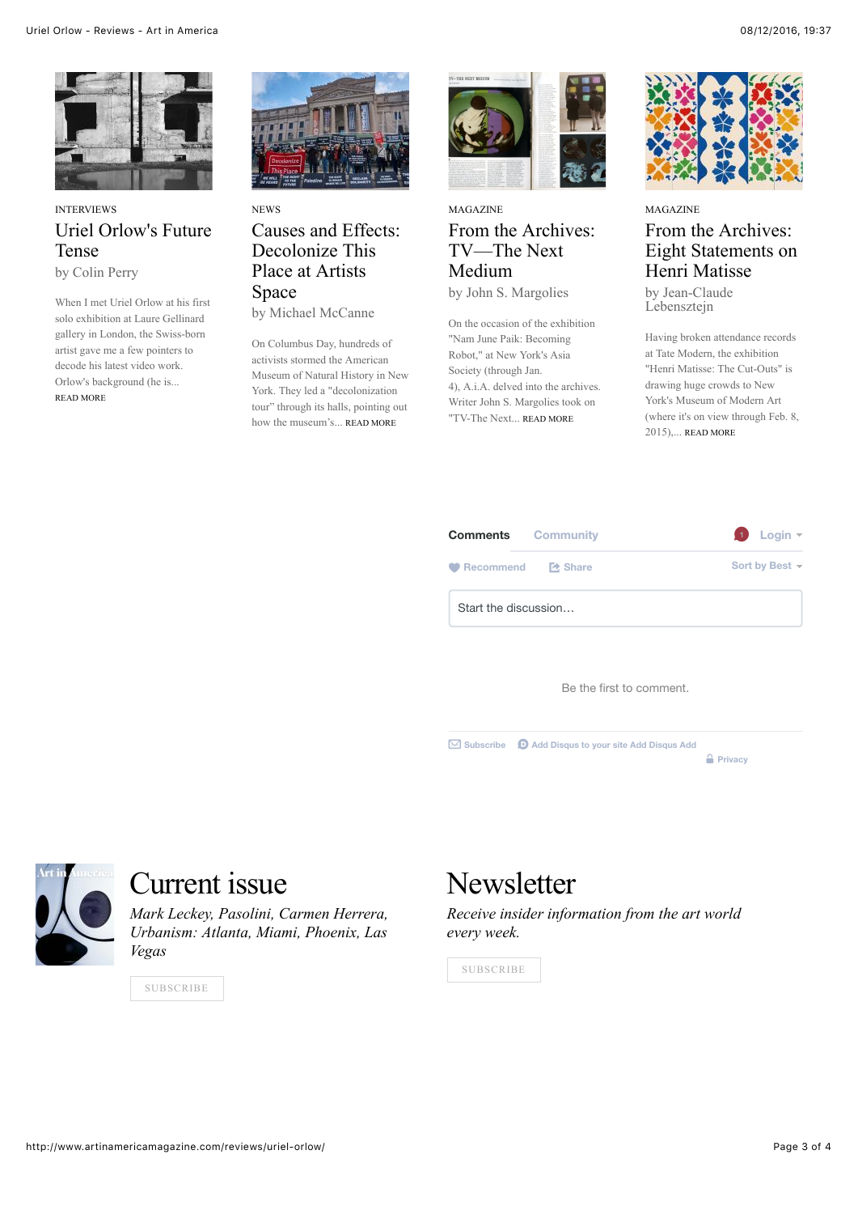INTERVIEWS

## Uriel Orlow's Future Tense

by Colin Perry

When I met Uriel Orlow at his first solo exhibition at Laure Gellinard gallery in London, the Swiss-born artist gave me a few pointers to decode his latest video work. Orlow's background (he is... READ MORE

NEWS

## Causes and Effects: Decolonize This Place at Artists Space

by Michael McCanne

On Columbus Day, hundreds of activists stormed the American Museum of Natural History in New York. They led a "decolonization tour" through its halls, pointing out how the museum's... READ MORE

MAGAZINE

## From the Archives: TV—The Next Medium

by John S. Margolies

On the occasion of the exhibition "Nam June Paik: Becoming Robot," at New York's Asia Society (through Jan. 4), A.i.A. delved into the archives. Writer John S. Margolies took on "TV-The Next... READ MORE

MAGAZINE

## From the Archives: Eight Statements on Henri Matisse

by Jean-Claude Lebensztejn

Having broken attendance records at Tate Modern, the exhibition "Henri Matisse: The Cut-Outs" is drawing huge crowds to New York's Museum of Modern Art (where it's on view through Feb. 8, 2015),... READ MORE

**Comments** Community 1 Login

Recommend Share Sort by Best

Start the discussion…

Be the first to comment.

Subscribe Add Disqus to your site Add Disqus Add Privacy

# Current issue

*Mark Leckey, Pasolini, Carmen Herrera, Urbanism: Atlanta, Miami, Phoenix, Las Vegas*

SUBSCRIBE

# Newsletter

*Receive insider information from the art world every week.*

SUBSCRIBE